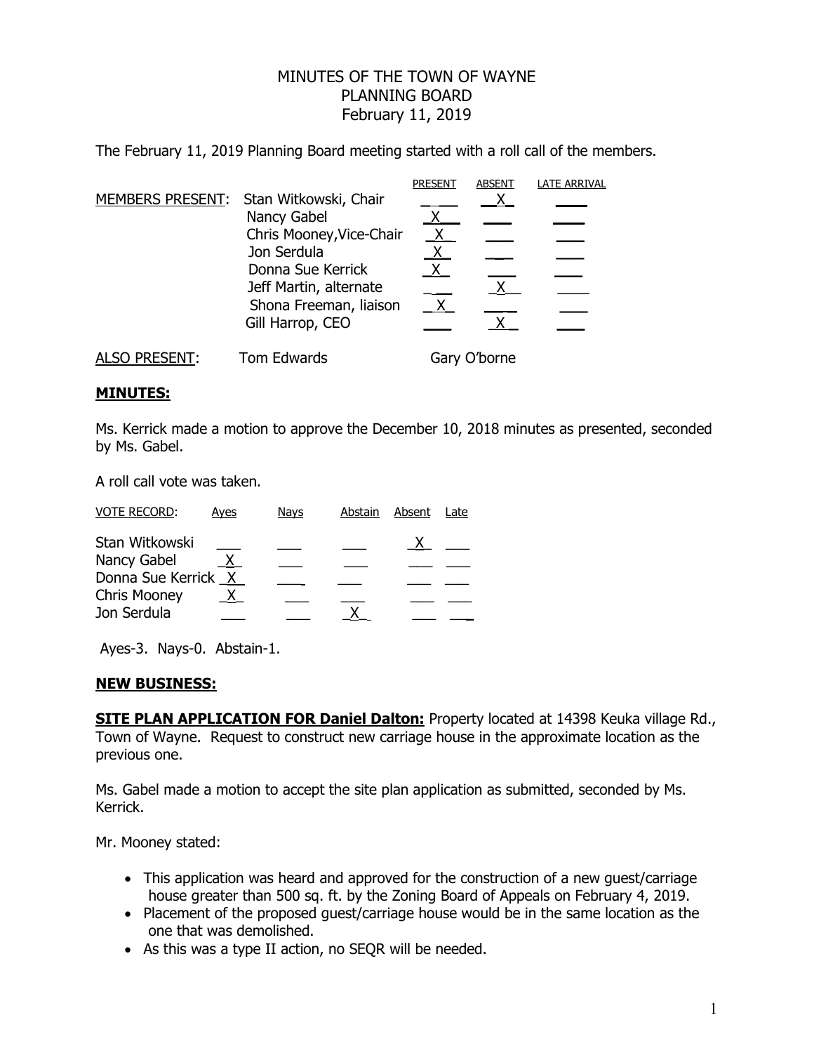# MINUTES OF THE TOWN OF WAYNE PLANNING BOARD February 11, 2019

The February 11, 2019 Planning Board meeting started with a roll call of the members.

| MEMBERS PRESENT: | | PRESENT | ABSENT | LATE ARRIVAL |
|---|---|---|---|---|
| | Stan Witkowski, Chair | | X | |
| | Nancy Gabel | X | | |
| | Chris Mooney, Vice-Chair | X | | |
| | Jon Serdula | X | | |
| | Donna Sue Kerrick | X | | |
| | Jeff Martin, alternate | | X | |
| | Shona Freeman, liaison | X | | |
| | Gill Harrop, CEO | | X | |

ALSO PRESENT: Tom Edwards Gary O'borne

## MINUTES:

Ms. Kerrick made a motion to approve the December 10, 2018 minutes as presented, seconded by Ms. Gabel.

A roll call vote was taken.

| VOTE RECORD: | Ayes | Nays | Abstain | Absent | Late |
|---|---|---|---|---|---|
| Stan Witkowski | | | | X | |
| Nancy Gabel | X | | | | |
| Donna Sue Kerrick | X | | | | |
| Chris Mooney | X | | | | |
| Jon Serdula | | | X | | |

Ayes-3. Nays-0. Abstain-1.

## NEW BUSINESS:

**SITE PLAN APPLICATION FOR Daniel Dalton:** Property located at 14398 Keuka village Rd., Town of Wayne. Request to construct new carriage house in the approximate location as the previous one.

Ms. Gabel made a motion to accept the site plan application as submitted, seconded by Ms. Kerrick.

Mr. Mooney stated:

- This application was heard and approved for the construction of a new guest/carriage house greater than 500 sq. ft. by the Zoning Board of Appeals on February 4, 2019.
- Placement of the proposed guest/carriage house would be in the same location as the one that was demolished.
- As this was a type II action, no SEQR will be needed.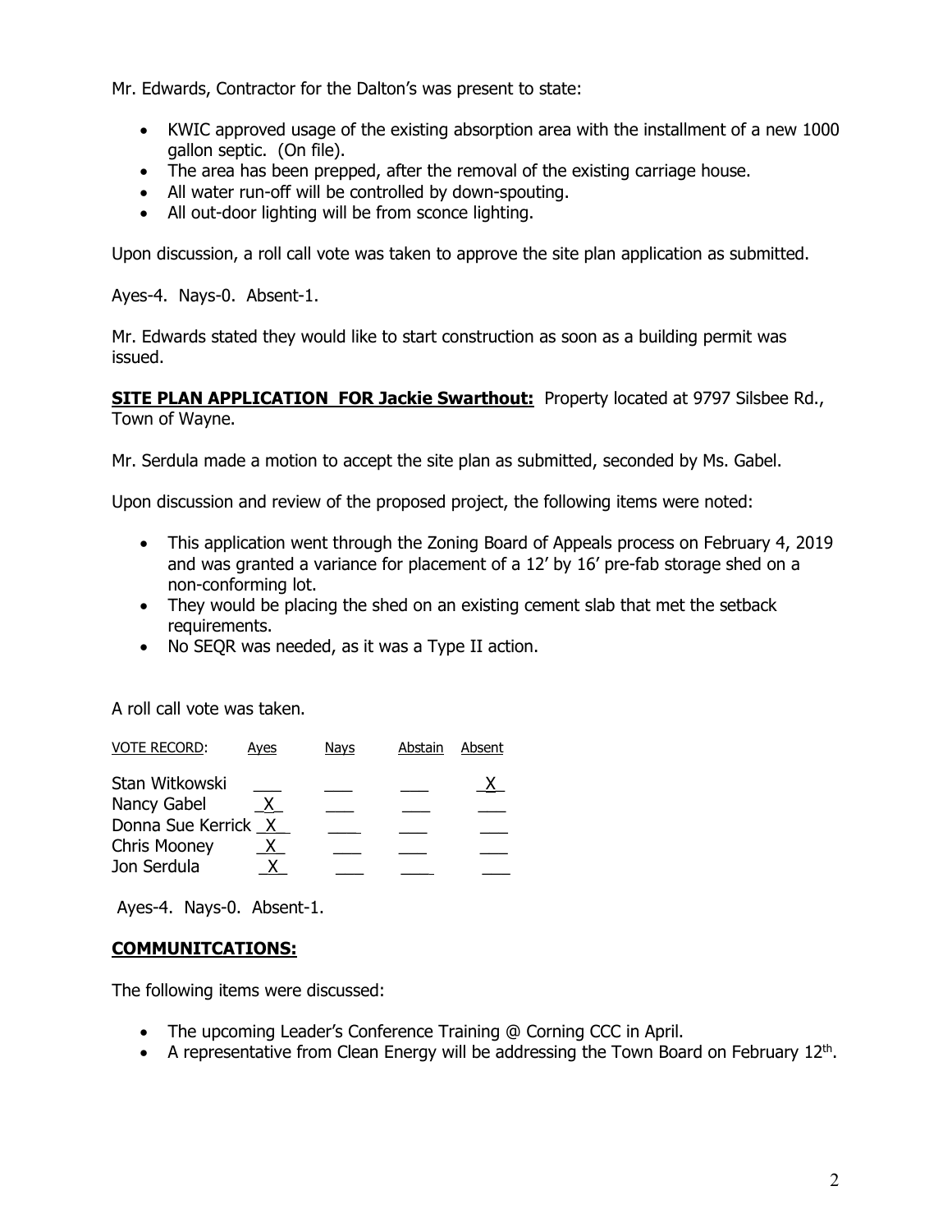Mr. Edwards, Contractor for the Dalton's was present to state:

- KWIC approved usage of the existing absorption area with the installment of a new 1000 gallon septic. (On file).
- The area has been prepped, after the removal of the existing carriage house.
- All water run-off will be controlled by down-spouting.
- All out-door lighting will be from sconce lighting.

Upon discussion, a roll call vote was taken to approve the site plan application as submitted.

Ayes-4. Nays-0. Absent-1.

Mr. Edwards stated they would like to start construction as soon as a building permit was issued.

**SITE PLAN APPLICATION FOR Jackie Swarthout:** Property located at 9797 Silsbee Rd., Town of Wayne.

Mr. Serdula made a motion to accept the site plan as submitted, seconded by Ms. Gabel.

Upon discussion and review of the proposed project, the following items were noted:

- This application went through the Zoning Board of Appeals process on February 4, 2019 and was granted a variance for placement of a 12' by 16' pre-fab storage shed on a non-conforming lot.
- They would be placing the shed on an existing cement slab that met the setback requirements.
- No SEQR was needed, as it was a Type II action.

A roll call vote was taken.

| VOTE RECORD: | Ayes | Nays | Abstain | Absent |
|---|---|---|---|---|
| Stan Witkowski | | | | X |
| Nancy Gabel | X | | | |
| Donna Sue Kerrick | X | | | |
| Chris Mooney | X | | | |
| Jon Serdula | X | | | |

Ayes-4. Nays-0. Absent-1.

## COMMUNITCATIONS:

The following items were discussed:

- The upcoming Leader's Conference Training @ Corning CCC in April.
- A representative from Clean Energy will be addressing the Town Board on February 12th.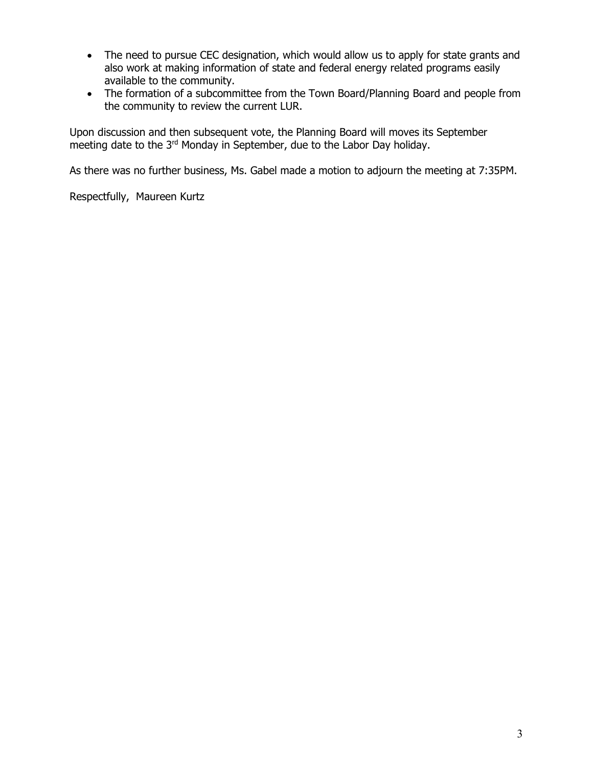- The need to pursue CEC designation, which would allow us to apply for state grants and also work at making information of state and federal energy related programs easily available to the community.
- The formation of a subcommittee from the Town Board/Planning Board and people from the community to review the current LUR.

Upon discussion and then subsequent vote, the Planning Board will moves its September meeting date to the 3rd Monday in September, due to the Labor Day holiday.

As there was no further business, Ms. Gabel made a motion to adjourn the meeting at 7:35PM.

Respectfully, Maureen Kurtz